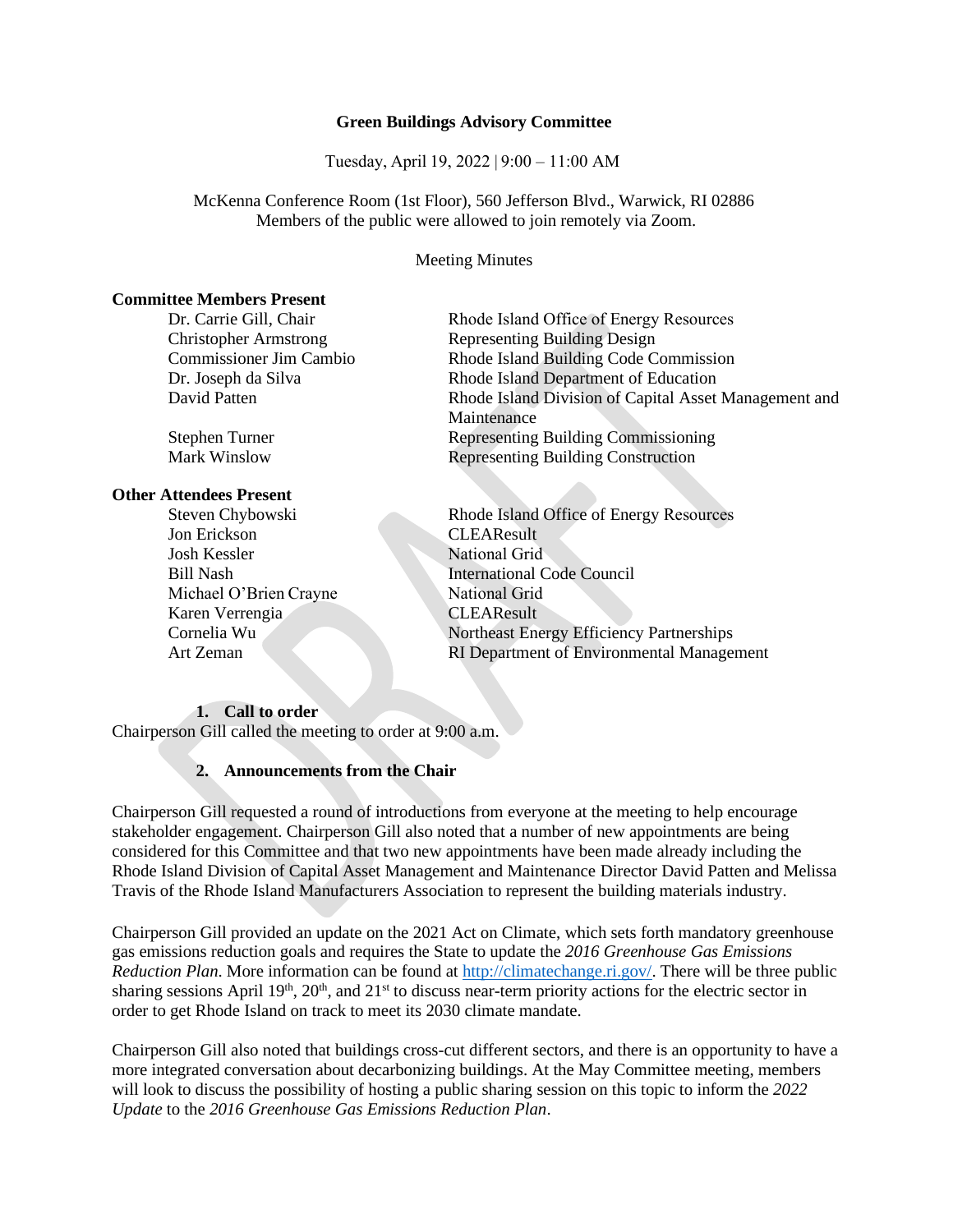# Green Buildings Advisory Committee

Tuesday, April 19, 2022 | 9:00 – 11:00 AM

McKenna Conference Room (1st Floor), 560 Jefferson Blvd., Warwick, RI 02886
Members of the public were allowed to join remotely via Zoom.

Meeting Minutes

**Committee Members Present**

| | |
|---|---|
| Dr. Carrie Gill, Chair | Rhode Island Office of Energy Resources |
| Christopher Armstrong | Representing Building Design |
| Commissioner Jim Cambio | Rhode Island Building Code Commission |
| Dr. Joseph da Silva | Rhode Island Department of Education |
| David Patten | Rhode Island Division of Capital Asset Management and Maintenance |
| Stephen Turner | Representing Building Commissioning |
| Mark Winslow | Representing Building Construction |

**Other Attendees Present**

| | |
|---|---|
| Steven Chybowski | Rhode Island Office of Energy Resources |
| Jon Erickson | CLEAResult |
| Josh Kessler | National Grid |
| Bill Nash | International Code Council |
| Michael O'Brien Crayne | National Grid |
| Karen Verrengia | CLEAResult |
| Cornelia Wu | Northeast Energy Efficiency Partnerships |
| Art Zeman | RI Department of Environmental Management |

## 1. Call to order

Chairperson Gill called the meeting to order at 9:00 a.m.

## 2. Announcements from the Chair

Chairperson Gill requested a round of introductions from everyone at the meeting to help encourage stakeholder engagement. Chairperson Gill also noted that a number of new appointments are being considered for this Committee and that two new appointments have been made already including the Rhode Island Division of Capital Asset Management and Maintenance Director David Patten and Melissa Travis of the Rhode Island Manufacturers Association to represent the building materials industry.

Chairperson Gill provided an update on the 2021 Act on Climate, which sets forth mandatory greenhouse gas emissions reduction goals and requires the State to update the *2016 Greenhouse Gas Emissions Reduction Plan*. More information can be found at http://climatechange.ri.gov/. There will be three public sharing sessions April 19th, 20th, and 21st to discuss near-term priority actions for the electric sector in order to get Rhode Island on track to meet its 2030 climate mandate.

Chairperson Gill also noted that buildings cross-cut different sectors, and there is an opportunity to have a more integrated conversation about decarbonizing buildings. At the May Committee meeting, members will look to discuss the possibility of hosting a public sharing session on this topic to inform the *2022 Update* to the *2016 Greenhouse Gas Emissions Reduction Plan*.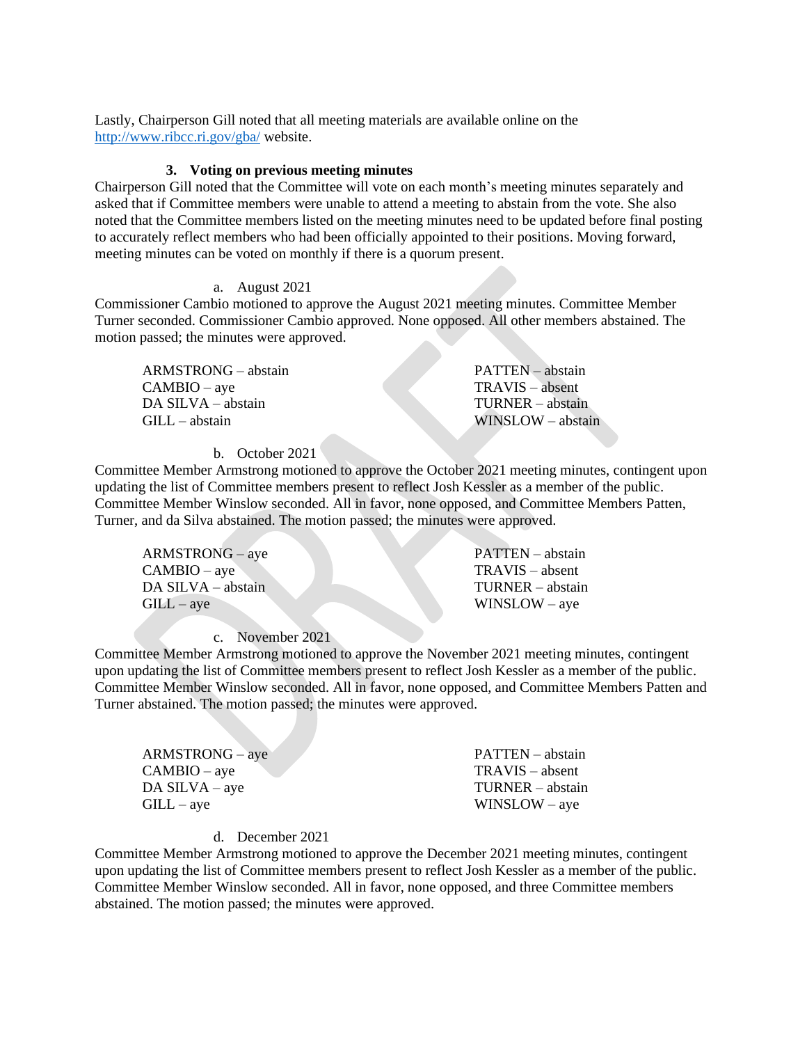Lastly, Chairperson Gill noted that all meeting materials are available online on the http://www.ribcc.ri.gov/gba/ website.

### 3. Voting on previous meeting minutes

Chairperson Gill noted that the Committee will vote on each month's meeting minutes separately and asked that if Committee members were unable to attend a meeting to abstain from the vote. She also noted that the Committee members listed on the meeting minutes need to be updated before final posting to accurately reflect members who had been officially appointed to their positions. Moving forward, meeting minutes can be voted on monthly if there is a quorum present.

a. August 2021

Commissioner Cambio motioned to approve the August 2021 meeting minutes. Committee Member Turner seconded. Commissioner Cambio approved. None opposed. All other members abstained. The motion passed; the minutes were approved.

ARMSTRONG – abstain
CAMBIO – aye
DA SILVA – abstain
GILL – abstain
PATTEN – abstain
TRAVIS – absent
TURNER – abstain
WINSLOW – abstain

b. October 2021

Committee Member Armstrong motioned to approve the October 2021 meeting minutes, contingent upon updating the list of Committee members present to reflect Josh Kessler as a member of the public. Committee Member Winslow seconded. All in favor, none opposed, and Committee Members Patten, Turner, and da Silva abstained. The motion passed; the minutes were approved.

ARMSTRONG – aye
CAMBIO – aye
DA SILVA – abstain
GILL – aye
PATTEN – abstain
TRAVIS – absent
TURNER – abstain
WINSLOW – aye

c. November 2021

Committee Member Armstrong motioned to approve the November 2021 meeting minutes, contingent upon updating the list of Committee members present to reflect Josh Kessler as a member of the public. Committee Member Winslow seconded. All in favor, none opposed, and Committee Members Patten and Turner abstained. The motion passed; the minutes were approved.

ARMSTRONG – aye
CAMBIO – aye
DA SILVA – aye
GILL – aye
PATTEN – abstain
TRAVIS – absent
TURNER – abstain
WINSLOW – aye

d. December 2021

Committee Member Armstrong motioned to approve the December 2021 meeting minutes, contingent upon updating the list of Committee members present to reflect Josh Kessler as a member of the public. Committee Member Winslow seconded. All in favor, none opposed, and three Committee members abstained. The motion passed; the minutes were approved.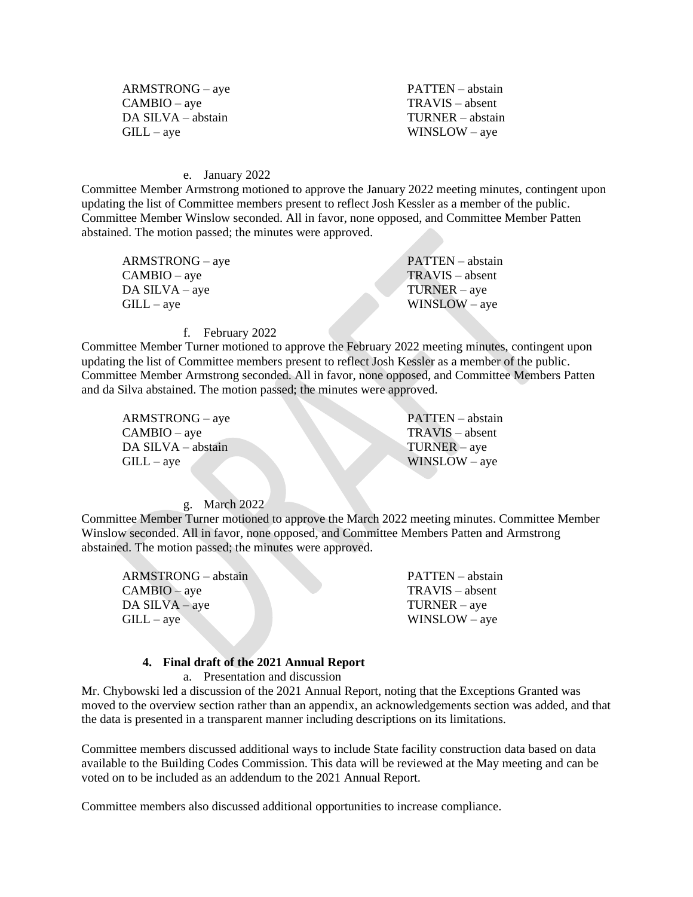ARMSTRONG – aye
CAMBIO – aye
DA SILVA – abstain
GILL – aye
PATTEN – abstain
TRAVIS – absent
TURNER – abstain
WINSLOW – aye

e. January 2022

Committee Member Armstrong motioned to approve the January 2022 meeting minutes, contingent upon updating the list of Committee members present to reflect Josh Kessler as a member of the public. Committee Member Winslow seconded. All in favor, none opposed, and Committee Member Patten abstained. The motion passed; the minutes were approved.

ARMSTRONG – aye
CAMBIO – aye
DA SILVA – aye
GILL – aye
PATTEN – abstain
TRAVIS – absent
TURNER – aye
WINSLOW – aye

f. February 2022

Committee Member Turner motioned to approve the February 2022 meeting minutes, contingent upon updating the list of Committee members present to reflect Josh Kessler as a member of the public. Committee Member Armstrong seconded. All in favor, none opposed, and Committee Members Patten and da Silva abstained. The motion passed; the minutes were approved.

ARMSTRONG – aye
CAMBIO – aye
DA SILVA – abstain
GILL – aye
PATTEN – abstain
TRAVIS – absent
TURNER – aye
WINSLOW – aye

g. March 2022

Committee Member Turner motioned to approve the March 2022 meeting minutes. Committee Member Winslow seconded. All in favor, none opposed, and Committee Members Patten and Armstrong abstained. The motion passed; the minutes were approved.

ARMSTRONG – abstain
CAMBIO – aye
DA SILVA – aye
GILL – aye
PATTEN – abstain
TRAVIS – absent
TURNER – aye
WINSLOW – aye

**4. Final draft of the 2021 Annual Report**

a. Presentation and discussion

Mr. Chybowski led a discussion of the 2021 Annual Report, noting that the Exceptions Granted was moved to the overview section rather than an appendix, an acknowledgements section was added, and that the data is presented in a transparent manner including descriptions on its limitations.

Committee members discussed additional ways to include State facility construction data based on data available to the Building Codes Commission. This data will be reviewed at the May meeting and can be voted on to be included as an addendum to the 2021 Annual Report.

Committee members also discussed additional opportunities to increase compliance.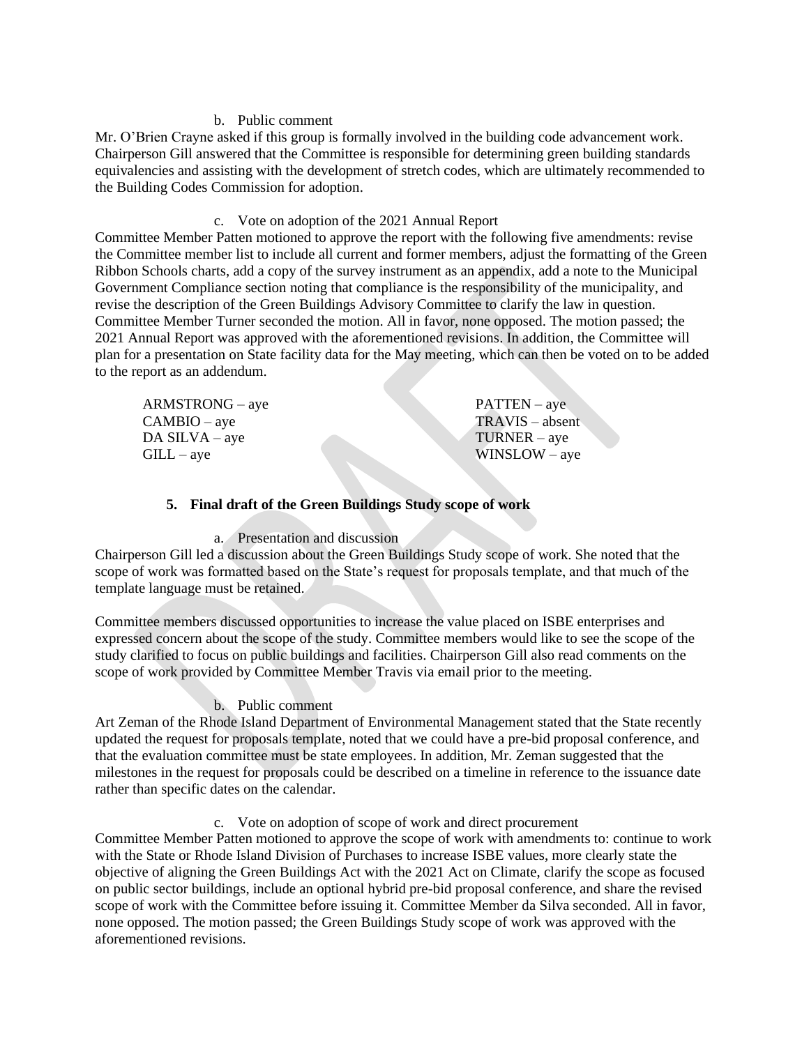b. Public comment

Mr. O'Brien Crayne asked if this group is formally involved in the building code advancement work. Chairperson Gill answered that the Committee is responsible for determining green building standards equivalencies and assisting with the development of stretch codes, which are ultimately recommended to the Building Codes Commission for adoption.

c. Vote on adoption of the 2021 Annual Report

Committee Member Patten motioned to approve the report with the following five amendments: revise the Committee member list to include all current and former members, adjust the formatting of the Green Ribbon Schools charts, add a copy of the survey instrument as an appendix, add a note to the Municipal Government Compliance section noting that compliance is the responsibility of the municipality, and revise the description of the Green Buildings Advisory Committee to clarify the law in question. Committee Member Turner seconded the motion. All in favor, none opposed. The motion passed; the 2021 Annual Report was approved with the aforementioned revisions. In addition, the Committee will plan for a presentation on State facility data for the May meeting, which can then be voted on to be added to the report as an addendum.

ARMSTRONG – aye
CAMBIO – aye
DA SILVA – aye
GILL – aye
PATTEN – aye
TRAVIS – absent
TURNER – aye
WINSLOW – aye

**5. Final draft of the Green Buildings Study scope of work**

a. Presentation and discussion

Chairperson Gill led a discussion about the Green Buildings Study scope of work. She noted that the scope of work was formatted based on the State's request for proposals template, and that much of the template language must be retained.

Committee members discussed opportunities to increase the value placed on ISBE enterprises and expressed concern about the scope of the study. Committee members would like to see the scope of the study clarified to focus on public buildings and facilities. Chairperson Gill also read comments on the scope of work provided by Committee Member Travis via email prior to the meeting.

b. Public comment

Art Zeman of the Rhode Island Department of Environmental Management stated that the State recently updated the request for proposals template, noted that we could have a pre-bid proposal conference, and that the evaluation committee must be state employees. In addition, Mr. Zeman suggested that the milestones in the request for proposals could be described on a timeline in reference to the issuance date rather than specific dates on the calendar.

c. Vote on adoption of scope of work and direct procurement

Committee Member Patten motioned to approve the scope of work with amendments to: continue to work with the State or Rhode Island Division of Purchases to increase ISBE values, more clearly state the objective of aligning the Green Buildings Act with the 2021 Act on Climate, clarify the scope as focused on public sector buildings, include an optional hybrid pre-bid proposal conference, and share the revised scope of work with the Committee before issuing it. Committee Member da Silva seconded. All in favor, none opposed. The motion passed; the Green Buildings Study scope of work was approved with the aforementioned revisions.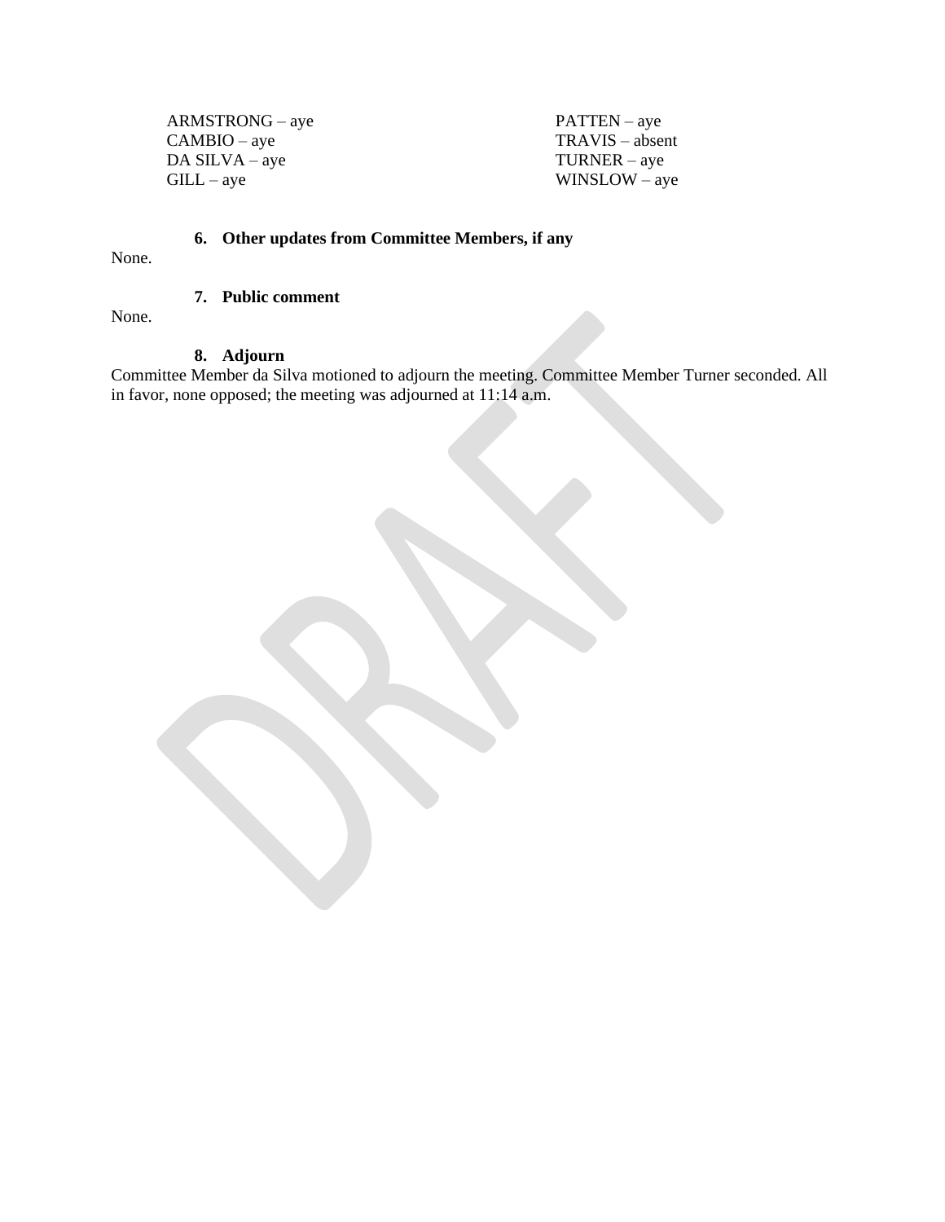ARMSTRONG – aye
CAMBIO – aye
DA SILVA – aye
GILL – aye
PATTEN – aye
TRAVIS – absent
TURNER – aye
WINSLOW – aye

**6. Other updates from Committee Members, if any**

None.

**7. Public comment**

None.

**8. Adjourn**

Committee Member da Silva motioned to adjourn the meeting. Committee Member Turner seconded. All in favor, none opposed; the meeting was adjourned at 11:14 a.m.